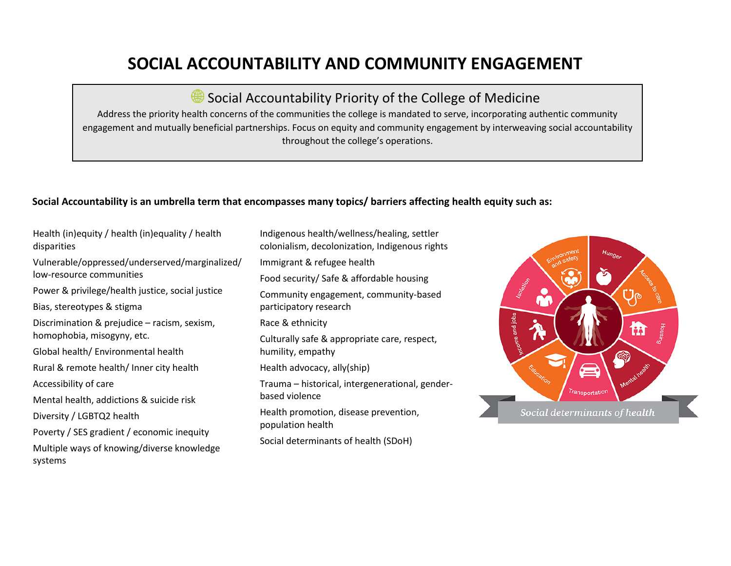# SOCIAL ACCOUNTABILITY AND COMMUNITY ENGAGEMENT

## Social Accountability Priority of the College of Medicine

Address the priority health concerns of the communities the college is mandated to serve, incorporating authentic community engagement and mutually beneficial partnerships. Focus on equity and community engagement by interweaving social accountability throughout the college's operations.

**Social Accountability is an umbrella term that encompasses many topics/ barriers affecting health equity such as:**

- Health (in)equity / health (in)equality / health disparities
- Vulnerable/oppressed/underserved/marginalized/ low-resource communities
- Power & privilege/health justice, social justice
- Bias, stereotypes & stigma
- Discrimination & prejudice – racism, sexism, homophobia, misogyny, etc.
- Global health/ Environmental health
- Rural & remote health/ Inner city health
- Accessibility of care
- Mental health, addictions & suicide risk
- Diversity / LGBTQ2 health
- Poverty / SES gradient / economic inequity
- Multiple ways of knowing/diverse knowledge systems
- Indigenous health/wellness/healing, settler colonialism, decolonization, Indigenous rights
- Immigrant & refugee health
- Food security/ Safe & affordable housing
- Community engagement, community-based participatory research
- Race & ethnicity
- Culturally safe & appropriate care, respect, humility, empathy
- Health advocacy, ally(ship)
- Trauma – historical, intergenerational, gender-based violence
- Health promotion, disease prevention, population health
- Social determinants of health (SDoH)

Social determinants of health: Hunger, Access to care, Housing, Mental health, Transportation, Education, Income and jobs, Isolation, Environment and safety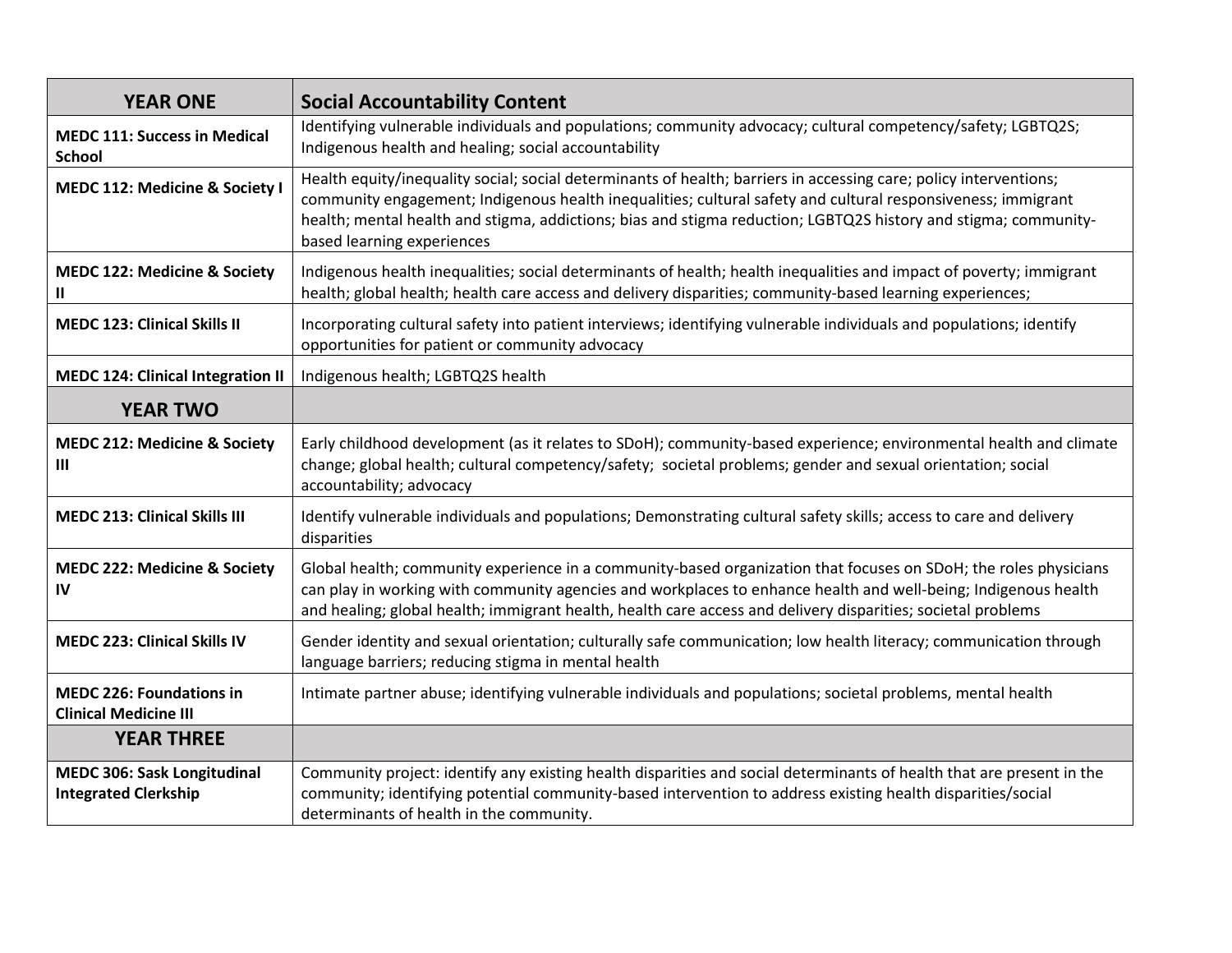| YEAR ONE | Social Accountability Content |
| --- | --- |
| **MEDC 111: Success in Medical School** | Identifying vulnerable individuals and populations; community advocacy; cultural competency/safety; LGBTQ2S; Indigenous health and healing; social accountability |
| **MEDC 112: Medicine & Society I** | Health equity/inequality social; social determinants of health; barriers in accessing care; policy interventions; community engagement; Indigenous health inequalities; cultural safety and cultural responsiveness; immigrant health; mental health and stigma, addictions; bias and stigma reduction; LGBTQ2S history and stigma; community-based learning experiences |
| **MEDC 122: Medicine & Society II** | Indigenous health inequalities; social determinants of health; health inequalities and impact of poverty; immigrant health; global health; health care access and delivery disparities; community-based learning experiences; |
| **MEDC 123: Clinical Skills II** | Incorporating cultural safety into patient interviews; identifying vulnerable individuals and populations; identify opportunities for patient or community advocacy |
| **MEDC 124: Clinical Integration II** | Indigenous health; LGBTQ2S health |
| **YEAR TWO** | |
| **MEDC 212: Medicine & Society III** | Early childhood development (as it relates to SDoH); community-based experience; environmental health and climate change; global health; cultural competency/safety; societal problems; gender and sexual orientation; social accountability; advocacy |
| **MEDC 213: Clinical Skills III** | Identify vulnerable individuals and populations; Demonstrating cultural safety skills; access to care and delivery disparities |
| **MEDC 222: Medicine & Society IV** | Global health; community experience in a community-based organization that focuses on SDoH; the roles physicians can play in working with community agencies and workplaces to enhance health and well-being; Indigenous health and healing; global health; immigrant health, health care access and delivery disparities; societal problems |
| **MEDC 223: Clinical Skills IV** | Gender identity and sexual orientation; culturally safe communication; low health literacy; communication through language barriers; reducing stigma in mental health |
| **MEDC 226: Foundations in Clinical Medicine III** | Intimate partner abuse; identifying vulnerable individuals and populations; societal problems, mental health |
| **YEAR THREE** | |
| **MEDC 306: Sask Longitudinal Integrated Clerkship** | Community project: identify any existing health disparities and social determinants of health that are present in the community; identifying potential community-based intervention to address existing health disparities/social determinants of health in the community. |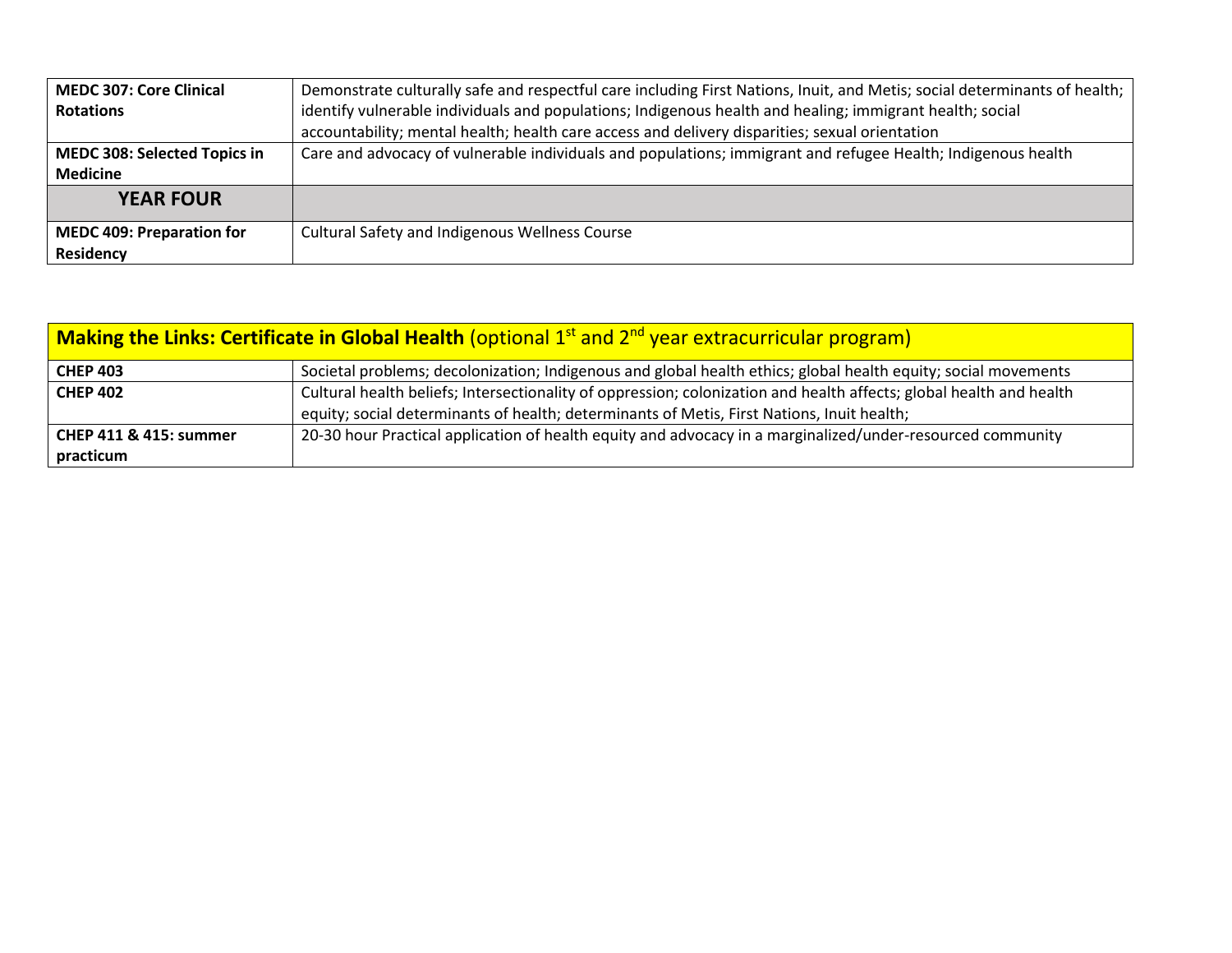| | |
|---|---|
| **MEDC 307: Core Clinical Rotations** | Demonstrate culturally safe and respectful care including First Nations, Inuit, and Metis; social determinants of health; identify vulnerable individuals and populations; Indigenous health and healing; immigrant health; social accountability; mental health; health care access and delivery disparities; sexual orientation |
| **MEDC 308: Selected Topics in Medicine** | Care and advocacy of vulnerable individuals and populations; immigrant and refugee Health; Indigenous health |
| **YEAR FOUR** | |
| **MEDC 409: Preparation for Residency** | Cultural Safety and Indigenous Wellness Course |

| **Making the Links: Certificate in Global Health** (optional 1st and 2nd year extracurricular program) | |
|---|---|
| **CHEP 403** | Societal problems; decolonization; Indigenous and global health ethics; global health equity; social movements |
| **CHEP 402** | Cultural health beliefs; Intersectionality of oppression; colonization and health affects; global health and health equity; social determinants of health; determinants of Metis, First Nations, Inuit health; |
| **CHEP 411 & 415: summer practicum** | 20-30 hour Practical application of health equity and advocacy in a marginalized/under-resourced community |